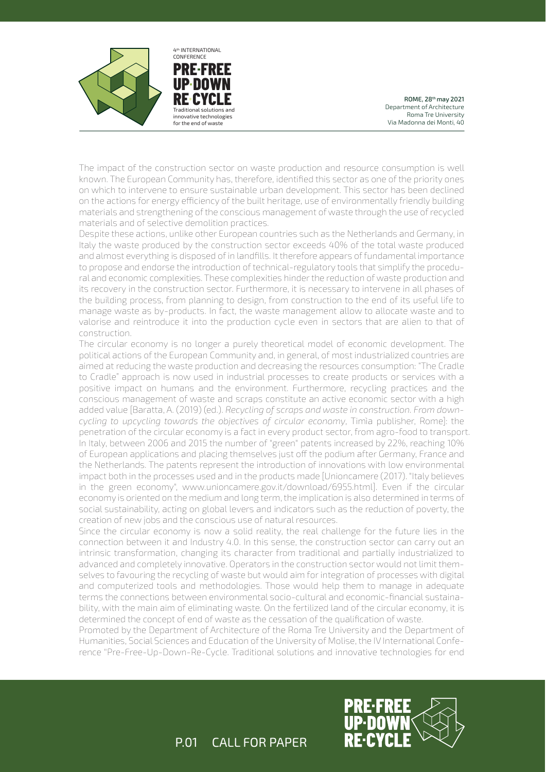The impact of the construction sector on waste production and resource consumption is well known. The European Community has, therefore, identified this sector as one of the priority ones on which to intervene to ensure sustainable urban development. This sector has been declined on the actions for energy efficiency of the built heritage, use of environmentally friendly building materials and strengthening of the conscious management of waste through the use of recycled materials and of selective demolition practices.

Despite these actions, unlike other European countries such as the Netherlands and Germany, in Italy the waste produced by the construction sector exceeds 40% of the total waste produced and almost everything is disposed of in landfills. It therefore appears of fundamental importance to propose and endorse the introduction of technical-regulatory tools that simplify the procedural and economic complexities. These complexities hinder the reduction of waste production and its recovery in the construction sector. Furthermore, it is necessary to intervene in all phases of the building process, from planning to design, from construction to the end of its useful life to manage waste as by-products. In fact, the waste management allow to allocate waste and to valorise and reintroduce it into the production cycle even in sectors that are alien to that of construction.

The circular economy is no longer a purely theoretical model of economic development. The political actions of the European Community and, in general, of most industrialized countries are aimed at reducing the waste production and decreasing the resources consumption: "The Cradle to Cradle" approach is now used in industrial processes to create products or services with a positive impact on humans and the environment. Furthermore, recycling practices and the conscious management of waste and scraps constitute an active economic sector with a high added value [Baratta, A. (2019) (ed.). *Recycling of scraps and waste in construction. From down-cycling to upcycling towards the objectives of circular economy*, Timìa publisher, Rome]: the penetration of the circular economy is a fact in every product sector, from agro-food to transport. In Italy, between 2006 and 2015 the number of "green" patents increased by 22%, reaching 10% of European applications and placing themselves just off the podium after Germany, France and the Netherlands. The patents represent the introduction of innovations with low environmental impact both in the processes used and in the products made [Unioncamere (2017). "Italy believes in the green economy", www.unioncamere.gov.it/download/6955.html]. Even if the circular economy is oriented on the medium and long term, the implication is also determined in terms of social sustainability, acting on global levers and indicators such as the reduction of poverty, the creation of new jobs and the conscious use of natural resources.

Since the circular economy is now a solid reality, the real challenge for the future lies in the connection between it and Industry 4.0. In this sense, the construction sector can carry out an intrinsic transformation, changing its character from traditional and partially industrialized to advanced and completely innovative. Operators in the construction sector would not limit themselves to favouring the recycling of waste but would aim for integration of processes with digital and computerized tools and methodologies. Those would help them to manage in adequate terms the connections between environmental socio-cultural and economic-financial sustainability, with the main aim of eliminating waste. On the fertilized land of the circular economy, it is determined the concept of end of waste as the cessation of the qualification of waste.

Promoted by the Department of Architecture of the Roma Tre University and the Department of Humanities, Social Sciences and Education of the University of Molise, the IV International Conference "Pre-Free-Up-Down-Re-Cycle. Traditional solutions and innovative technologies for end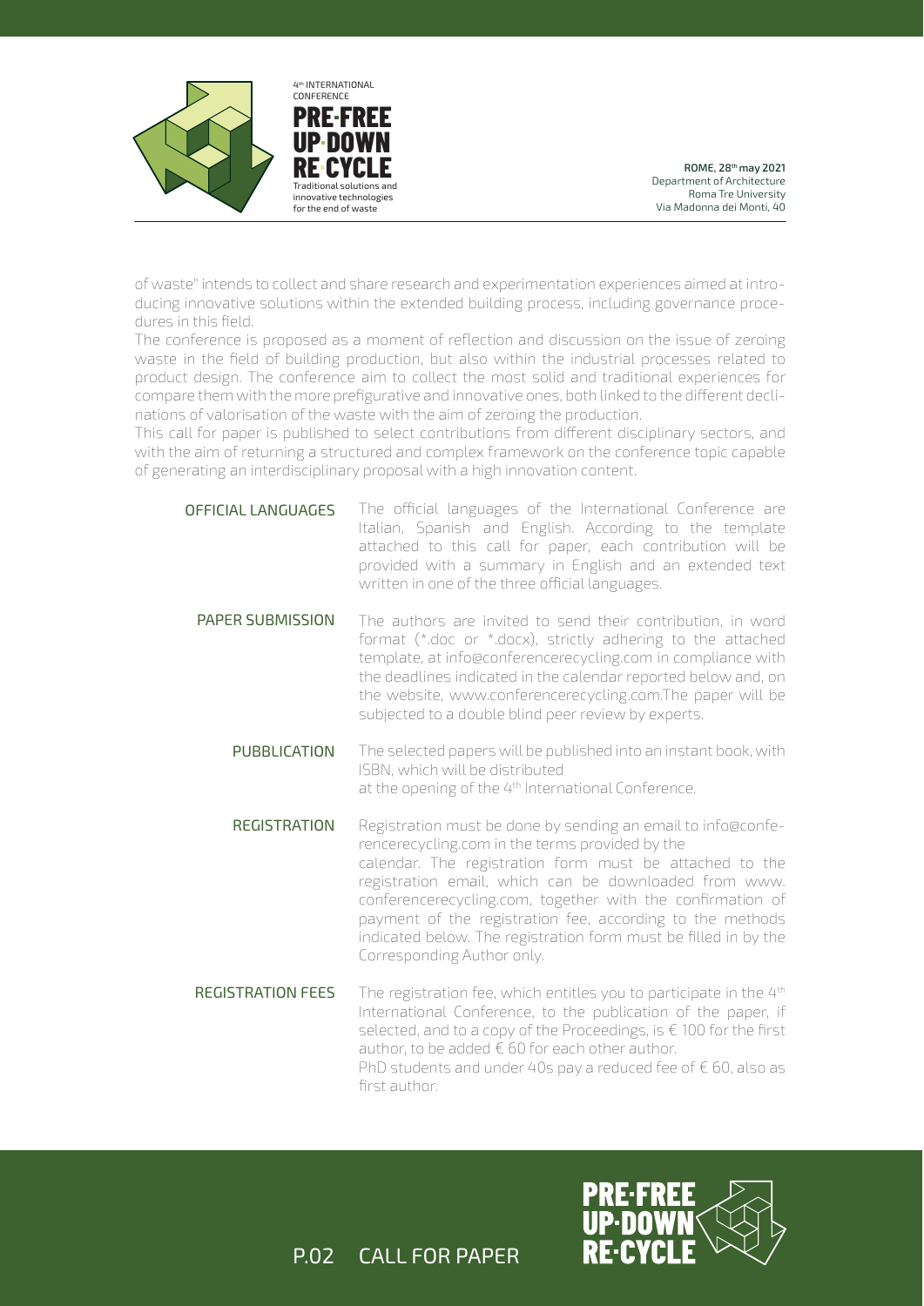of waste" intends to collect and share research and experimentation experiences aimed at introducing innovative solutions within the extended building process, including governance procedures in this field.
The conference is proposed as a moment of reflection and discussion on the issue of zeroing waste in the field of building production, but also within the industrial processes related to product design. The conference aim to collect the most solid and traditional experiences for compare them with the more prefigurative and innovative ones, both linked to the different declinations of valorisation of the waste with the aim of zeroing the production.
This call for paper is published to select contributions from different disciplinary sectors, and with the aim of returning a structured and complex framework on the conference topic capable of generating an interdisciplinary proposal with a high innovation content.

**OFFICIAL LANGUAGES**

The official languages of the International Conference are Italian, Spanish and English. According to the template attached to this call for paper, each contribution will be provided with a summary in English and an extended text written in one of the three official languages.

**PAPER SUBMISSION**

The authors are invited to send their contribution, in word format (*.doc or *.docx), strictly adhering to the attached template, at info@conferencerecycling.com in compliance with the deadlines indicated in the calendar reported below and, on the website, www.conferencerecycling.com.The paper will be subjected to a double blind peer review by experts.

**PUBBLICATION**

The selected papers will be published into an instant book, with ISBN, which will be distributed
at the opening of the 4th International Conference.

**REGISTRATION**

Registration must be done by sending an email to info@conferencerecycling.com in the terms provided by the
calendar. The registration form must be attached to the registration email, which can be downloaded from www.conferencerecycling.com, together with the confirmation of payment of the registration fee, according to the methods indicated below. The registration form must be filled in by the Corresponding Author only.

**REGISTRATION FEES**

The registration fee, which entitles you to participate in the 4th International Conference, to the publication of the paper, if selected, and to a copy of the Proceedings, is € 100 for the first author, to be added € 60 for each other author.
PhD students and under 40s pay a reduced fee of € 60, also as first author.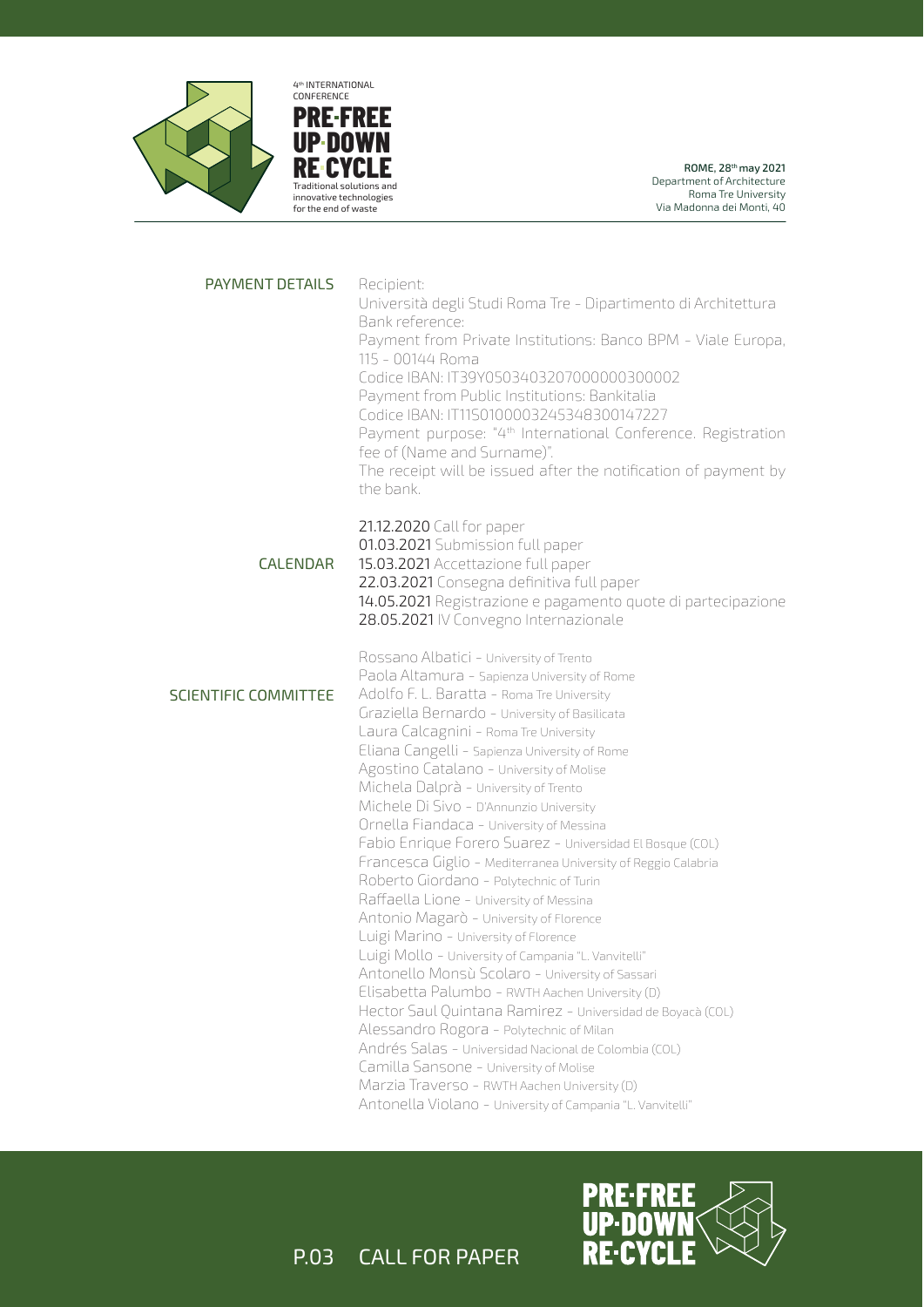## PAYMENT DETAILS

Recipient:
Università degli Studi Roma Tre - Dipartimento di Architettura
Bank reference:
Payment from Private Institutions: Banco BPM - Viale Europa, 115 - 00144 Roma
Codice IBAN: IT39Y0503403207000000300002
Payment from Public Institutions: Bankitalia
Codice IBAN: IT11S0100003245348300147227
Payment purpose: "4th International Conference. Registration fee of (Name and Surname)".
The receipt will be issued after the notification of payment by the bank.

## CALENDAR

**21.12.2020** Call for paper
**01.03.2021** Submission full paper
**15.03.2021** Accettazione full paper
**22.03.2021** Consegna definitiva full paper
**14.05.2021** Registrazione e pagamento quote di partecipazione
**28.05.2021** IV Convegno Internazionale

## SCIENTIFIC COMMITTEE

Rossano Albatici - University of Trento
Paola Altamura - Sapienza University of Rome
Adolfo F. L. Baratta - Roma Tre University
Graziella Bernardo - University of Basilicata
Laura Calcagnini - Roma Tre University
Eliana Cangelli - Sapienza University of Rome
Agostino Catalano - University of Molise
Michela Dalprà - University of Trento
Michele Di Sivo - D'Annunzio University
Ornella Fiandaca - University of Messina
Fabio Enrique Forero Suarez - Universidad El Bosque (COL)
Francesca Giglio - Mediterranea University of Reggio Calabria
Roberto Giordano - Polytechnic of Turin
Raffaella Lione - University of Messina
Antonio Magarò - University of Florence
Luigi Marino - University of Florence
Luigi Mollo - University of Campania "L. Vanvitelli"
Antonello Monsù Scolaro - University of Sassari
Elisabetta Palumbo - RWTH Aachen University (D)
Hector Saul Quintana Ramirez - Universidad de Boyacà (COL)
Alessandro Rogora - Polytechnic of Milan
Andrés Salas - Universidad Nacional de Colombia (COL)
Camilla Sansone - University of Molise
Marzia Traverso - RWTH Aachen University (D)
Antonella Violano - University of Campania "L. Vanvitelli"